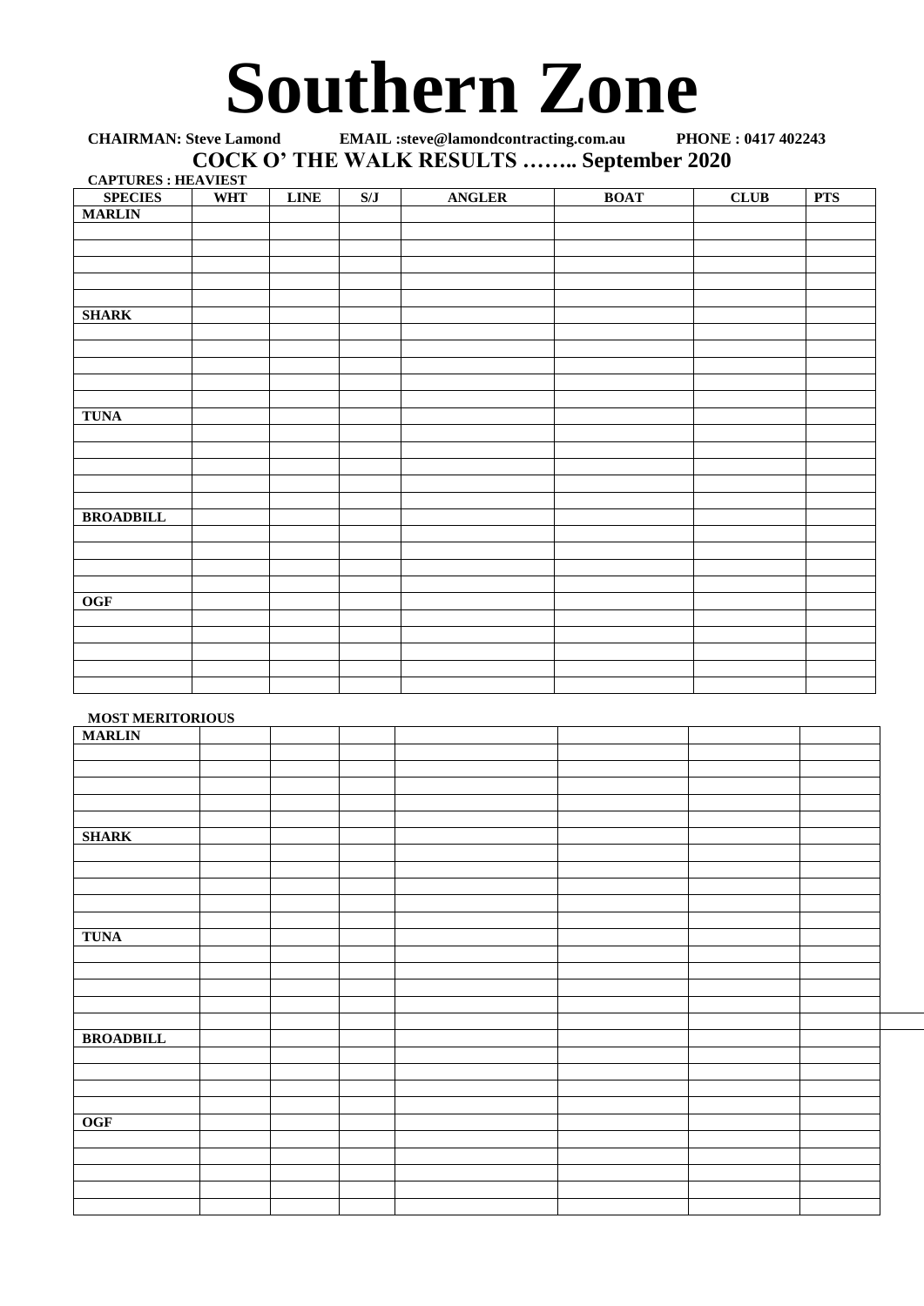# Southern Zone

**CHAIRMAN: Steve Lamond EMAIL :steve@lamondcontracting.com.au PHONE : 0417 402243**

## COCK O' THE WALK RESULTS …….. September 2020

**CAPTURES : HEAVIEST**

| SPECIES | WHT | LINE | S/J | ANGLER | BOAT | CLUB | PTS |
|---|---|---|---|---|---|---|---|
| **MARLIN** | | | | | | | |
| | | | | | | | |
| | | | | | | | |
| | | | | | | | |
| | | | | | | | |
| | | | | | | | |
| **SHARK** | | | | | | | |
| | | | | | | | |
| | | | | | | | |
| | | | | | | | |
| | | | | | | | |
| | | | | | | | |
| **TUNA** | | | | | | | |
| | | | | | | | |
| | | | | | | | |
| | | | | | | | |
| | | | | | | | |
| | | | | | | | |
| **BROADBILL** | | | | | | | |
| | | | | | | | |
| | | | | | | | |
| | | | | | | | |
| | | | | | | | |
| **OGF** | | | | | | | |
| | | | | | | | |
| | | | | | | | |
| | | | | | | | |
| | | | | | | | |
| | | | | | | | |

**MOST MERITORIOUS**

| | | | | | | | |
|---|---|---|---|---|---|---|---|
| **MARLIN** | | | | | | | |
| | | | | | | | |
| | | | | | | | |
| | | | | | | | |
| | | | | | | | |
| | | | | | | | |
| **SHARK** | | | | | | | |
| | | | | | | | |
| | | | | | | | |
| | | | | | | | |
| | | | | | | | |
| | | | | | | | |
| **TUNA** | | | | | | | |
| | | | | | | | |
| | | | | | | | |
| | | | | | | | |
| | | | | | | | |
| | | | | | | | |
| **BROADBILL** | | | | | | | |
| | | | | | | | |
| | | | | | | | |
| | | | | | | | |
| | | | | | | | |
| **OGF** | | | | | | | |
| | | | | | | | |
| | | | | | | | |
| | | | | | | | |
| | | | | | | | |
| | | | | | | | |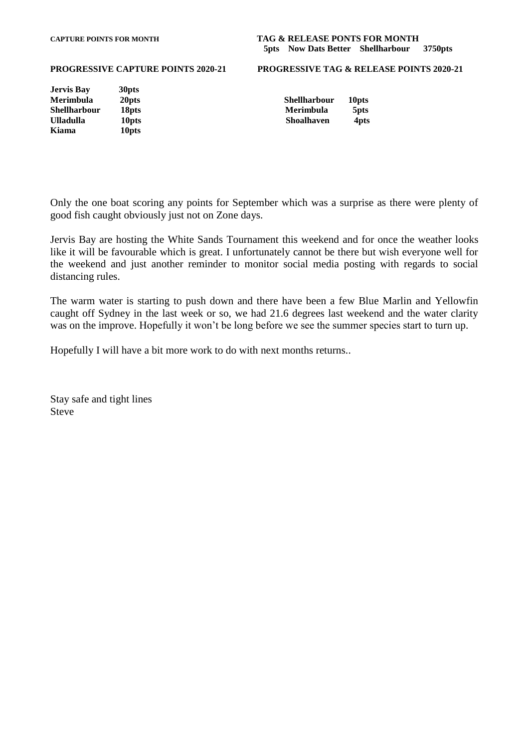**CAPTURE POINTS FOR MONTH**

**TAG & RELEASE PONTS FOR MONTH**

**5pts Now Dats Better Shellharbour 3750pts**

**PROGRESSIVE CAPTURE POINTS 2020-21**

| | |
|---|---|
| **Jervis Bay** | **30pts** |
| **Merimbula** | **20pts** |
| **Shellharbour** | **18pts** |
| **Ulladulla** | **10pts** |
| **Kiama** | **10pts** |

**PROGRESSIVE TAG & RELEASE POINTS 2020-21**

| | |
|---|---|
| **Shellharbour** | **10pts** |
| **Merimbula** | **5pts** |
| **Shoalhaven** | **4pts** |

Only the one boat scoring any points for September which was a surprise as there were plenty of good fish caught obviously just not on Zone days.

Jervis Bay are hosting the White Sands Tournament this weekend and for once the weather looks like it will be favourable which is great. I unfortunately cannot be there but wish everyone well for the weekend and just another reminder to monitor social media posting with regards to social distancing rules.

The warm water is starting to push down and there have been a few Blue Marlin and Yellowfin caught off Sydney in the last week or so, we had 21.6 degrees last weekend and the water clarity was on the improve. Hopefully it won't be long before we see the summer species start to turn up.

Hopefully I will have a bit more work to do with next months returns..

Stay safe and tight lines
Steve